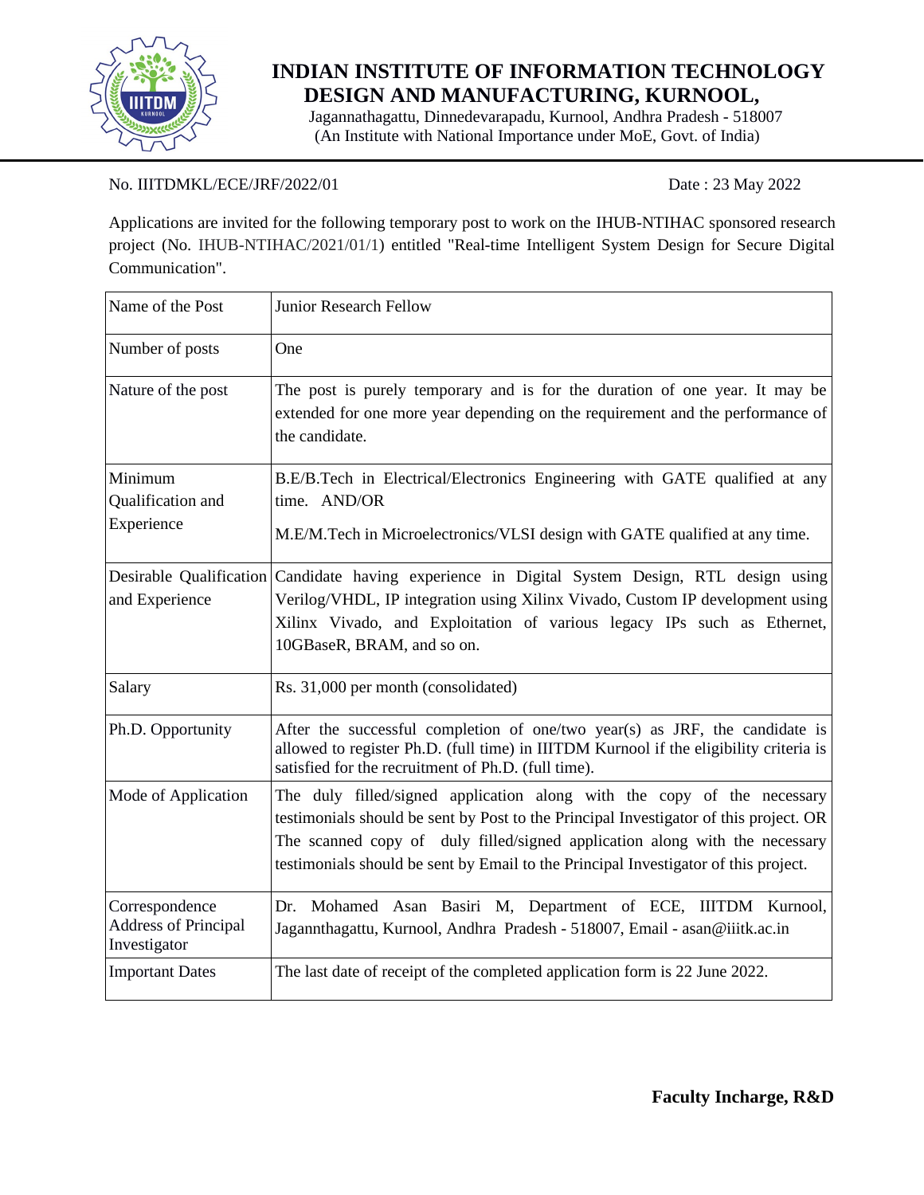# INDIAN INSTITUTE OF INFORMATION TECHNOLOGY DESIGN AND MANUFACTURING, KURNOOL,

Jagannathagattu, Dinnedevarapadu, Kurnool, Andhra Pradesh - 518007
(An Institute with National Importance under MoE, Govt. of India)

No. IIITDMKL/ECE/JRF/2022/01 Date : 23 May 2022

Applications are invited for the following temporary post to work on the IHUB-NTIHAC sponsored research project (No. IHUB-NTIHAC/2021/01/1) entitled "Real-time Intelligent System Design for Secure Digital Communication".

| | |
|---|---|
| Name of the Post | Junior Research Fellow |
| Number of posts | One |
| Nature of the post | The post is purely temporary and is for the duration of one year. It may be extended for one more year depending on the requirement and the performance of the candidate. |
| Minimum Qualification and Experience | B.E/B.Tech in Electrical/Electronics Engineering with GATE qualified at any time. AND/OR<br>M.E/M.Tech in Microelectronics/VLSI design with GATE qualified at any time. |
| Desirable Qualification and Experience | Candidate having experience in Digital System Design, RTL design using Verilog/VHDL, IP integration using Xilinx Vivado, Custom IP development using Xilinx Vivado, and Exploitation of various legacy IPs such as Ethernet, 10GBaseR, BRAM, and so on. |
| Salary | Rs. 31,000 per month (consolidated) |
| Ph.D. Opportunity | After the successful completion of one/two year(s) as JRF, the candidate is allowed to register Ph.D. (full time) in IIITDM Kurnool if the eligibility criteria is satisfied for the recruitment of Ph.D. (full time). |
| Mode of Application | The duly filled/signed application along with the copy of the necessary testimonials should be sent by Post to the Principal Investigator of this project. OR The scanned copy of duly filled/signed application along with the necessary testimonials should be sent by Email to the Principal Investigator of this project. |
| Correspondence Address of Principal Investigator | Dr. Mohamed Asan Basiri M, Department of ECE, IIITDM Kurnool, Jagannthagattu, Kurnool, Andhra Pradesh - 518007, Email - asan@iiitk.ac.in |
| Important Dates | The last date of receipt of the completed application form is 22 June 2022. |

**Faculty Incharge, R&D**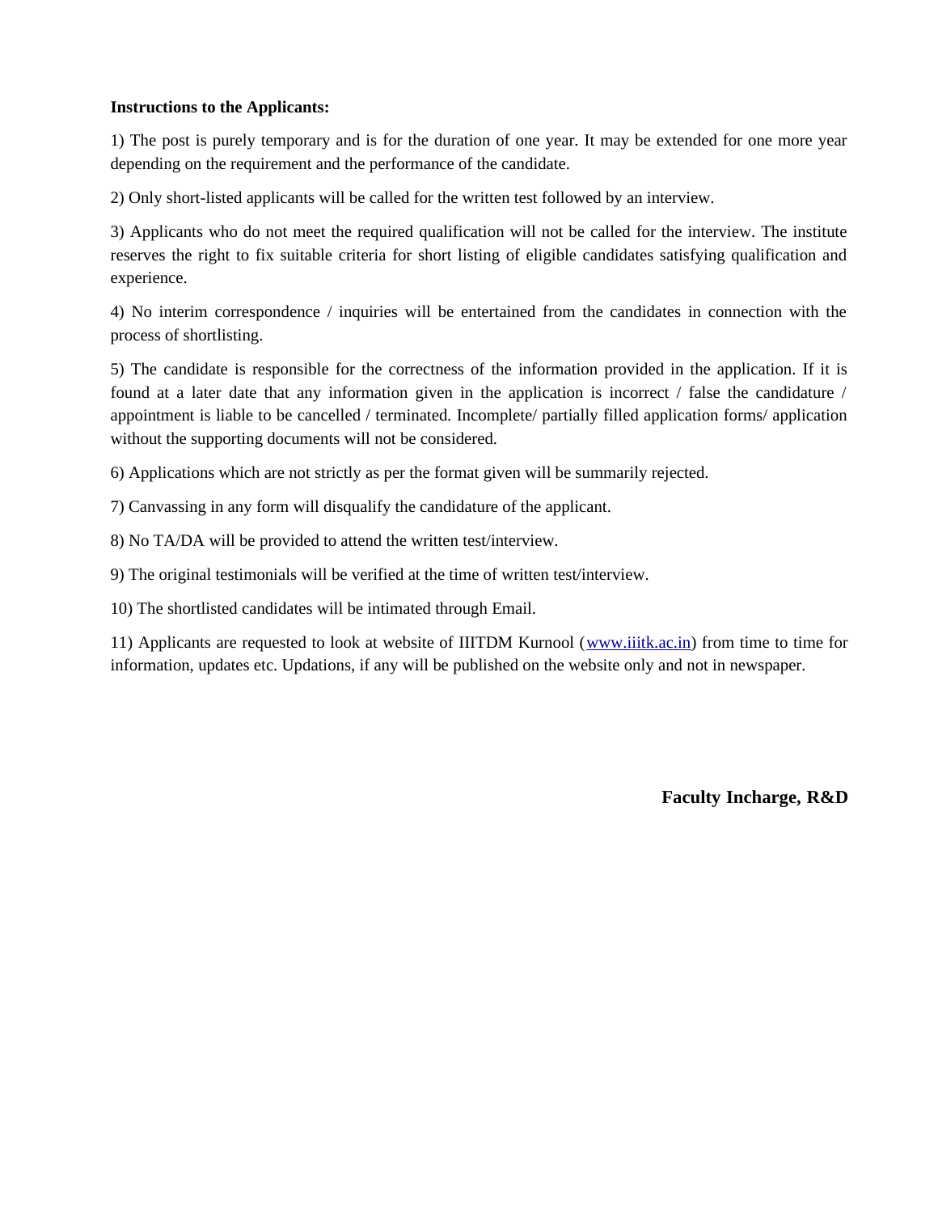**Instructions to the Applicants:**

1) The post is purely temporary and is for the duration of one year. It may be extended for one more year depending on the requirement and the performance of the candidate.

2) Only short-listed applicants will be called for the written test followed by an interview.

3) Applicants who do not meet the required qualification will not be called for the interview. The institute reserves the right to fix suitable criteria for short listing of eligible candidates satisfying qualification and experience.

4) No interim correspondence / inquiries will be entertained from the candidates in connection with the process of shortlisting.

5) The candidate is responsible for the correctness of the information provided in the application. If it is found at a later date that any information given in the application is incorrect / false the candidature / appointment is liable to be cancelled / terminated. Incomplete/ partially filled application forms/ application without the supporting documents will not be considered.

6) Applications which are not strictly as per the format given will be summarily rejected.

7) Canvassing in any form will disqualify the candidature of the applicant.

8) No TA/DA will be provided to attend the written test/interview.

9) The original testimonials will be verified at the time of written test/interview.

10) The shortlisted candidates will be intimated through Email.

11) Applicants are requested to look at website of IIITDM Kurnool (www.iiitk.ac.in) from time to time for information, updates etc. Updations, if any will be published on the website only and not in newspaper.

**Faculty Incharge, R&D**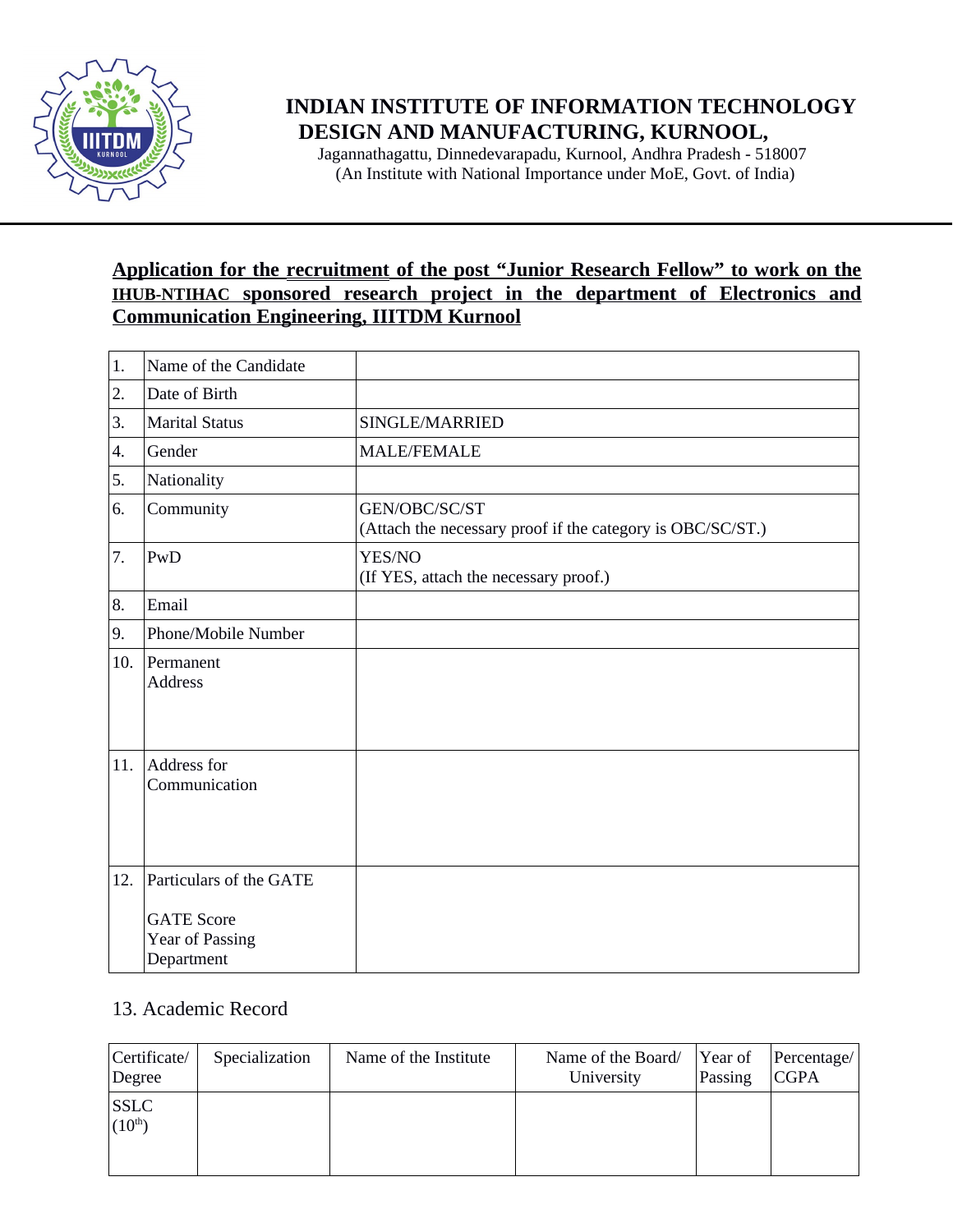# INDIAN INSTITUTE OF INFORMATION TECHNOLOGY DESIGN AND MANUFACTURING, KURNOOL,

Jagannathagattu, Dinnedevarapadu, Kurnool, Andhra Pradesh - 518007
(An Institute with National Importance under MoE, Govt. of India)

**Application for the recruitment of the post "Junior Research Fellow" to work on the IHUB-NTIHAC sponsored research project in the department of Electronics and Communication Engineering, IIITDM Kurnool**

| | | |
|---|---|---|
| 1. | Name of the Candidate | |
| 2. | Date of Birth | |
| 3. | Marital Status | SINGLE/MARRIED |
| 4. | Gender | MALE/FEMALE |
| 5. | Nationality | |
| 6. | Community | GEN/OBC/SC/ST<br>(Attach the necessary proof if the category is OBC/SC/ST.) |
| 7. | PwD | YES/NO<br>(If YES, attach the necessary proof.) |
| 8. | Email | |
| 9. | Phone/Mobile Number | |
| 10. | Permanent Address | |
| 11. | Address for Communication | |
| 12. | Particulars of the GATE<br><br>GATE Score<br>Year of Passing<br>Department | |

13. Academic Record

| Certificate/ Degree | Specialization | Name of the Institute | Name of the Board/ University | Year of Passing | Percentage/ CGPA |
|---|---|---|---|---|---|
| SSLC ($10^{th}$) | | | | | |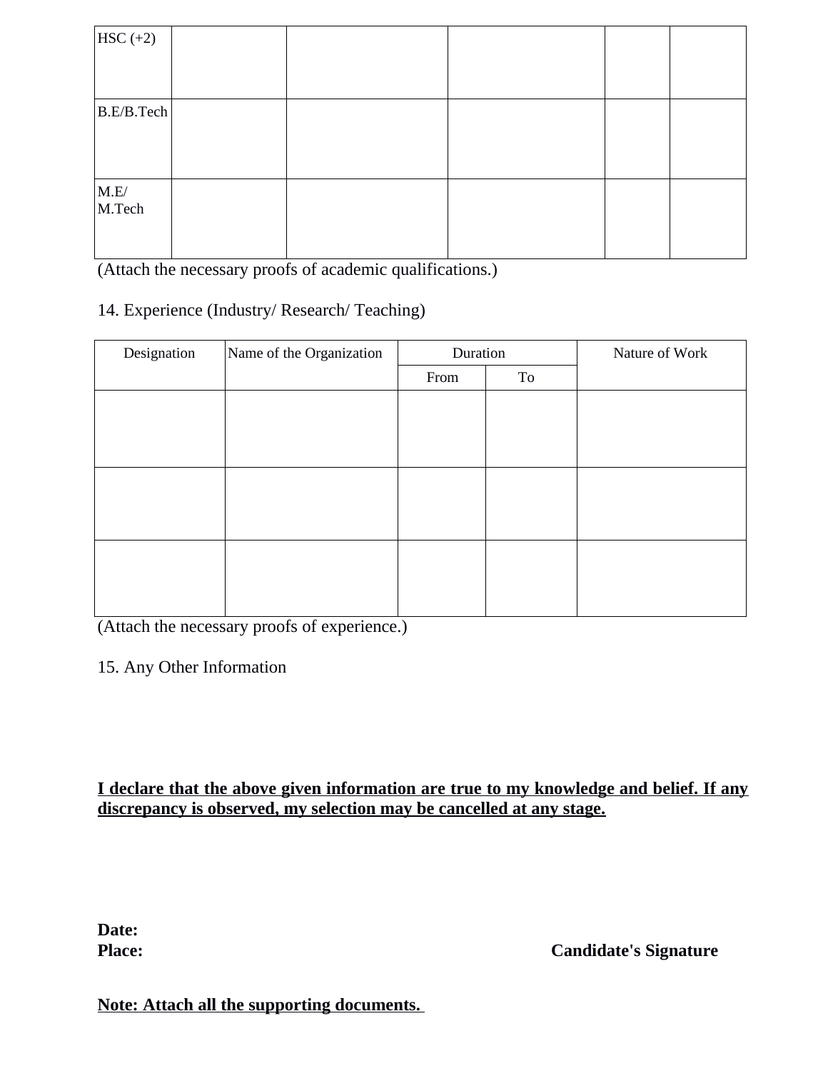| | | | | | |
|---|---|---|---|---|---|
| HSC (+2) | | | | | |
| B.E/B.Tech | | | | | |
| M.E/ M.Tech | | | | | |

(Attach the necessary proofs of academic qualifications.)

14. Experience (Industry/ Research/ Teaching)

| Designation | Name of the Organization | Duration | | Nature of Work |
|---|---|---|---|---|
| | | From | To | |
| | | | | |
| | | | | |
| | | | | |

(Attach the necessary proofs of experience.)

15. Any Other Information

**I declare that the above given information are true to my knowledge and belief. If any discrepancy is observed, my selection may be cancelled at any stage.**

**Date:**

**Place:** **Candidate's Signature**

**Note: Attach all the supporting documents.**